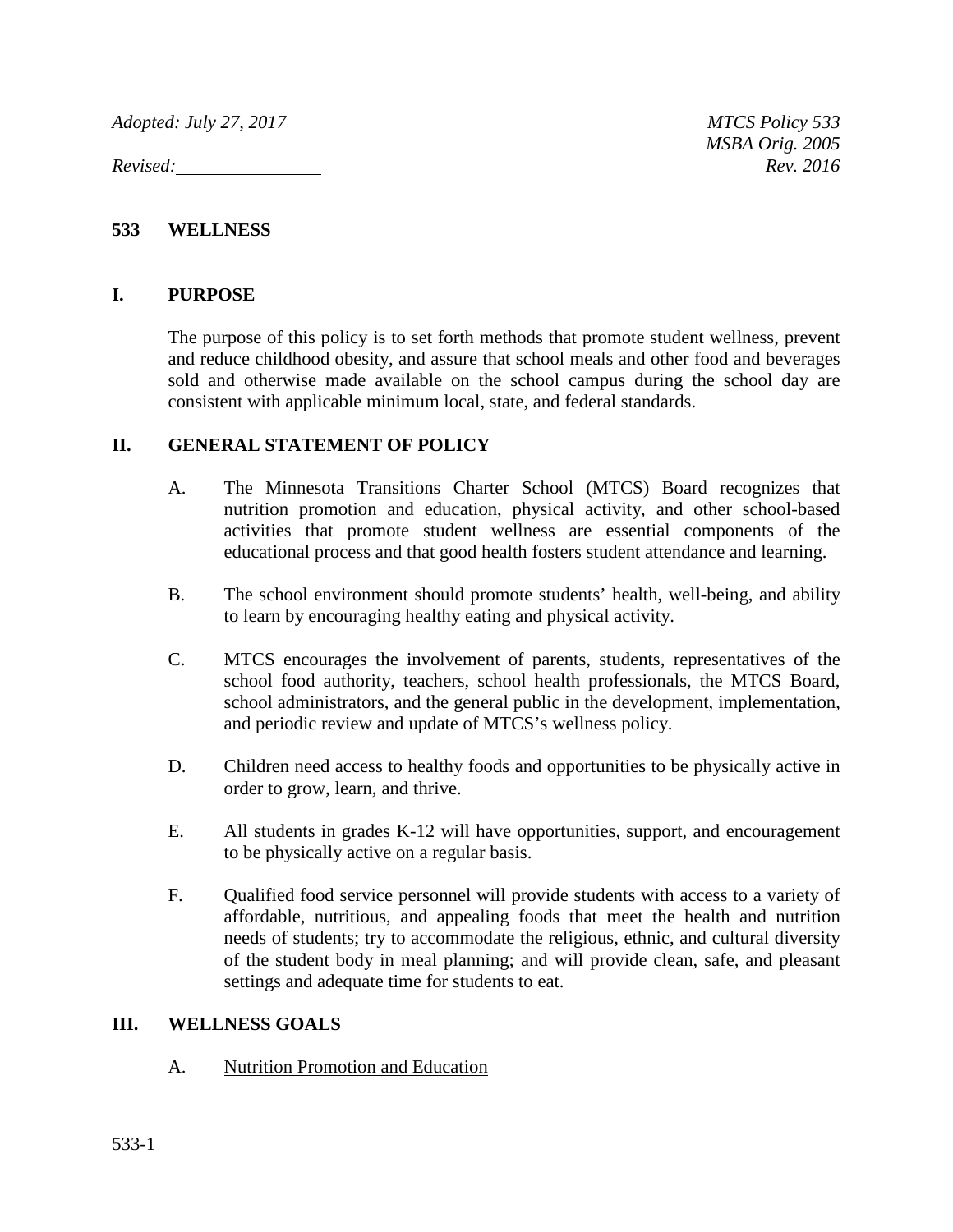*Adopted: July 27, 2017* | *MTCS Policy 533*
*MSBA Orig. 2005*
*Revised:* | *Rev. 2016*

# 533 WELLNESS

## I. PURPOSE

The purpose of this policy is to set forth methods that promote student wellness, prevent and reduce childhood obesity, and assure that school meals and other food and beverages sold and otherwise made available on the school campus during the school day are consistent with applicable minimum local, state, and federal standards.

## II. GENERAL STATEMENT OF POLICY

A. The Minnesota Transitions Charter School (MTCS) Board recognizes that nutrition promotion and education, physical activity, and other school-based activities that promote student wellness are essential components of the educational process and that good health fosters student attendance and learning.

B. The school environment should promote students' health, well-being, and ability to learn by encouraging healthy eating and physical activity.

C. MTCS encourages the involvement of parents, students, representatives of the school food authority, teachers, school health professionals, the MTCS Board, school administrators, and the general public in the development, implementation, and periodic review and update of MTCS's wellness policy.

D. Children need access to healthy foods and opportunities to be physically active in order to grow, learn, and thrive.

E. All students in grades K-12 will have opportunities, support, and encouragement to be physically active on a regular basis.

F. Qualified food service personnel will provide students with access to a variety of affordable, nutritious, and appealing foods that meet the health and nutrition needs of students; try to accommodate the religious, ethnic, and cultural diversity of the student body in meal planning; and will provide clean, safe, and pleasant settings and adequate time for students to eat.

## III. WELLNESS GOALS

A. <u>Nutrition Promotion and Education</u>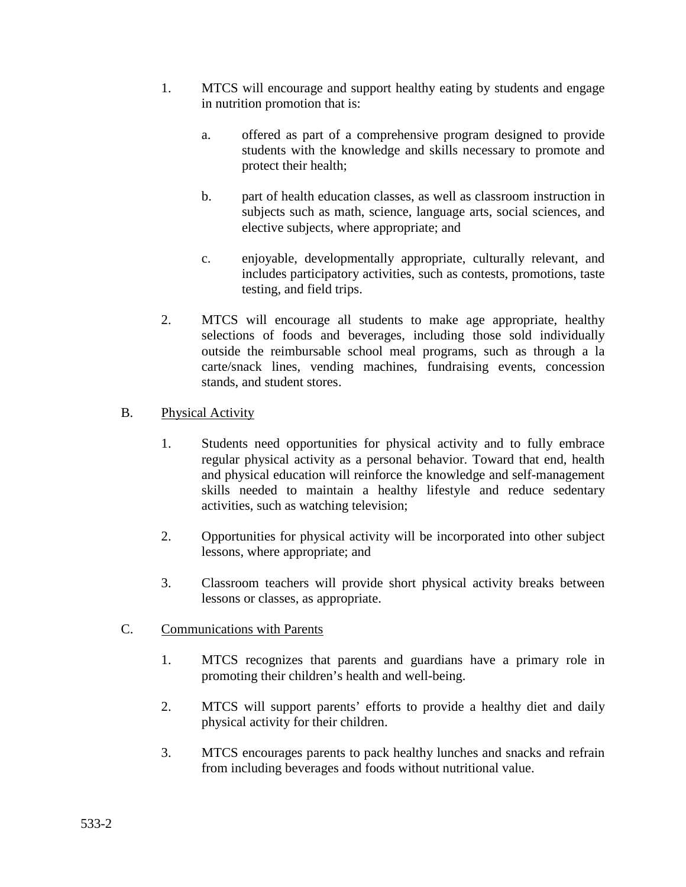1. MTCS will encourage and support healthy eating by students and engage in nutrition promotion that is:

    a. offered as part of a comprehensive program designed to provide students with the knowledge and skills necessary to promote and protect their health;

    b. part of health education classes, as well as classroom instruction in subjects such as math, science, language arts, social sciences, and elective subjects, where appropriate; and

    c. enjoyable, developmentally appropriate, culturally relevant, and includes participatory activities, such as contests, promotions, taste testing, and field trips.

2. MTCS will encourage all students to make age appropriate, healthy selections of foods and beverages, including those sold individually outside the reimbursable school meal programs, such as through a la carte/snack lines, vending machines, fundraising events, concession stands, and student stores.

B. Physical Activity

1. Students need opportunities for physical activity and to fully embrace regular physical activity as a personal behavior. Toward that end, health and physical education will reinforce the knowledge and self-management skills needed to maintain a healthy lifestyle and reduce sedentary activities, such as watching television;

2. Opportunities for physical activity will be incorporated into other subject lessons, where appropriate; and

3. Classroom teachers will provide short physical activity breaks between lessons or classes, as appropriate.

C. Communications with Parents

1. MTCS recognizes that parents and guardians have a primary role in promoting their children's health and well-being.

2. MTCS will support parents' efforts to provide a healthy diet and daily physical activity for their children.

3. MTCS encourages parents to pack healthy lunches and snacks and refrain from including beverages and foods without nutritional value.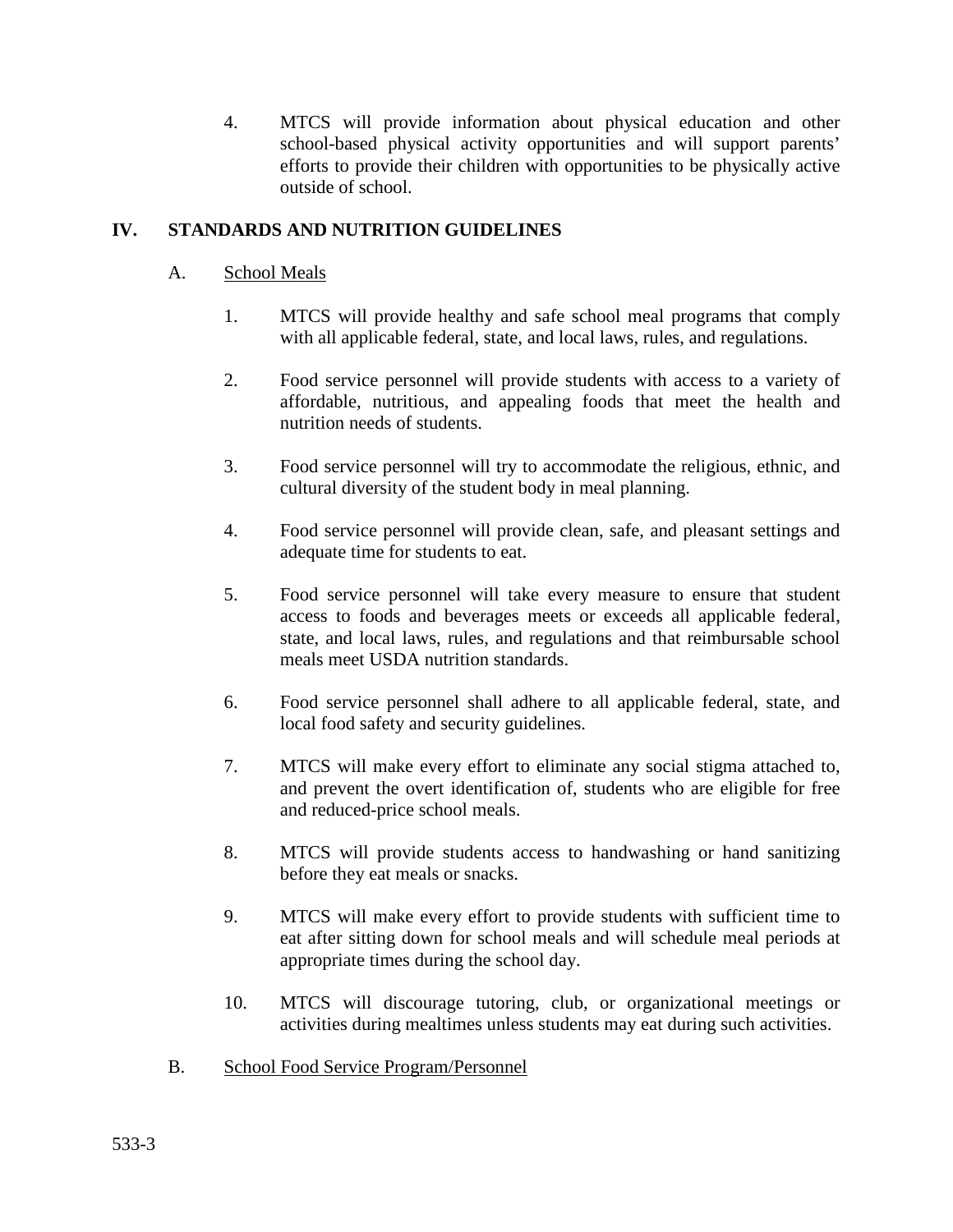4. MTCS will provide information about physical education and other school-based physical activity opportunities and will support parents' efforts to provide their children with opportunities to be physically active outside of school.

## IV. STANDARDS AND NUTRITION GUIDELINES

### A. School Meals

1. MTCS will provide healthy and safe school meal programs that comply with all applicable federal, state, and local laws, rules, and regulations.

2. Food service personnel will provide students with access to a variety of affordable, nutritious, and appealing foods that meet the health and nutrition needs of students.

3. Food service personnel will try to accommodate the religious, ethnic, and cultural diversity of the student body in meal planning.

4. Food service personnel will provide clean, safe, and pleasant settings and adequate time for students to eat.

5. Food service personnel will take every measure to ensure that student access to foods and beverages meets or exceeds all applicable federal, state, and local laws, rules, and regulations and that reimbursable school meals meet USDA nutrition standards.

6. Food service personnel shall adhere to all applicable federal, state, and local food safety and security guidelines.

7. MTCS will make every effort to eliminate any social stigma attached to, and prevent the overt identification of, students who are eligible for free and reduced-price school meals.

8. MTCS will provide students access to handwashing or hand sanitizing before they eat meals or snacks.

9. MTCS will make every effort to provide students with sufficient time to eat after sitting down for school meals and will schedule meal periods at appropriate times during the school day.

10. MTCS will discourage tutoring, club, or organizational meetings or activities during mealtimes unless students may eat during such activities.

### B. School Food Service Program/Personnel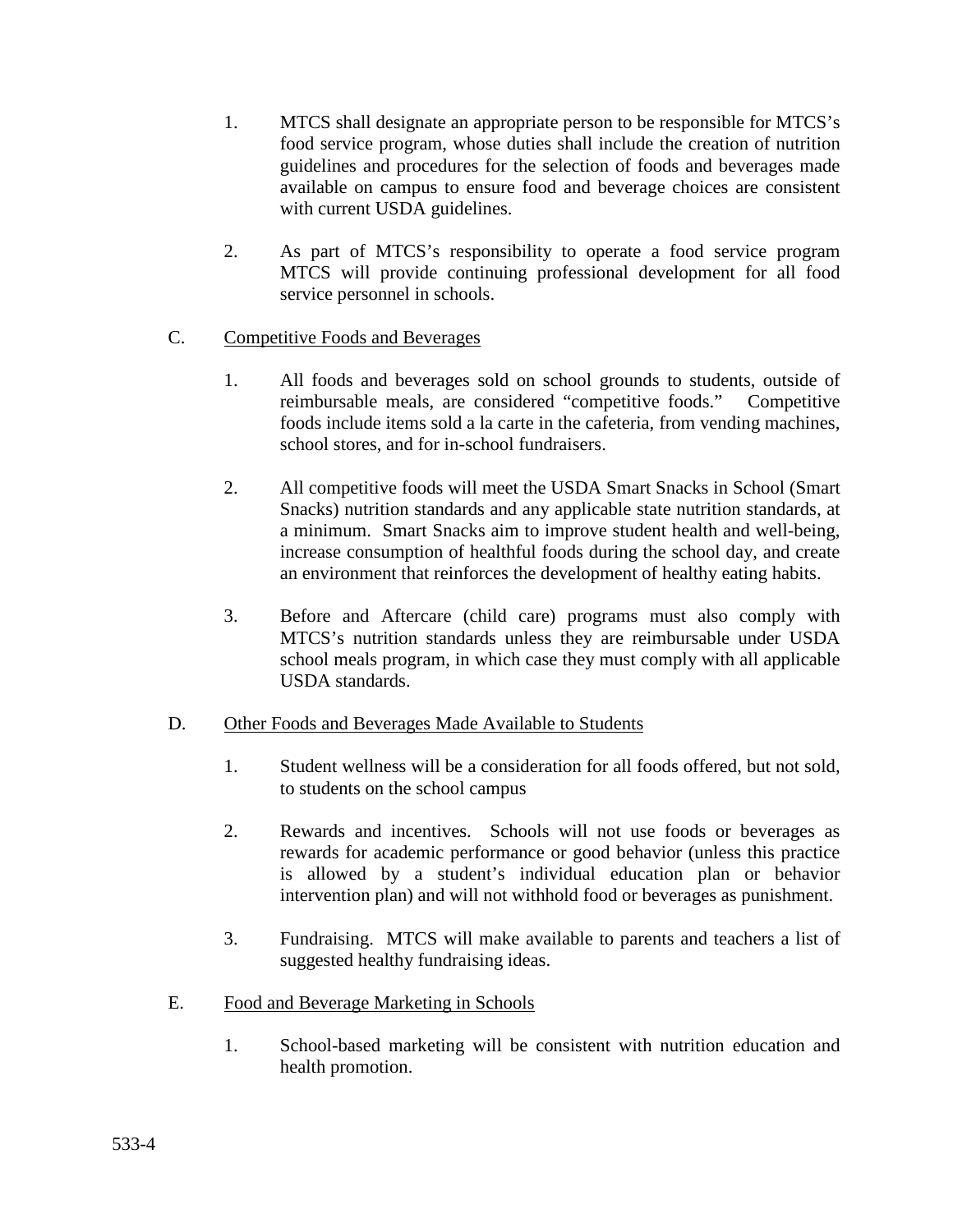1. MTCS shall designate an appropriate person to be responsible for MTCS's food service program, whose duties shall include the creation of nutrition guidelines and procedures for the selection of foods and beverages made available on campus to ensure food and beverage choices are consistent with current USDA guidelines.

2. As part of MTCS's responsibility to operate a food service program MTCS will provide continuing professional development for all food service personnel in schools.

C. <u>Competitive Foods and Beverages</u>

1. All foods and beverages sold on school grounds to students, outside of reimbursable meals, are considered "competitive foods." Competitive foods include items sold a la carte in the cafeteria, from vending machines, school stores, and for in-school fundraisers.

2. All competitive foods will meet the USDA Smart Snacks in School (Smart Snacks) nutrition standards and any applicable state nutrition standards, at a minimum. Smart Snacks aim to improve student health and well-being, increase consumption of healthful foods during the school day, and create an environment that reinforces the development of healthy eating habits.

3. Before and Aftercare (child care) programs must also comply with MTCS's nutrition standards unless they are reimbursable under USDA school meals program, in which case they must comply with all applicable USDA standards.

D. <u>Other Foods and Beverages Made Available to Students</u>

1. Student wellness will be a consideration for all foods offered, but not sold, to students on the school campus

2. Rewards and incentives. Schools will not use foods or beverages as rewards for academic performance or good behavior (unless this practice is allowed by a student's individual education plan or behavior intervention plan) and will not withhold food or beverages as punishment.

3. Fundraising. MTCS will make available to parents and teachers a list of suggested healthy fundraising ideas.

E. <u>Food and Beverage Marketing in Schools</u>

1. School-based marketing will be consistent with nutrition education and health promotion.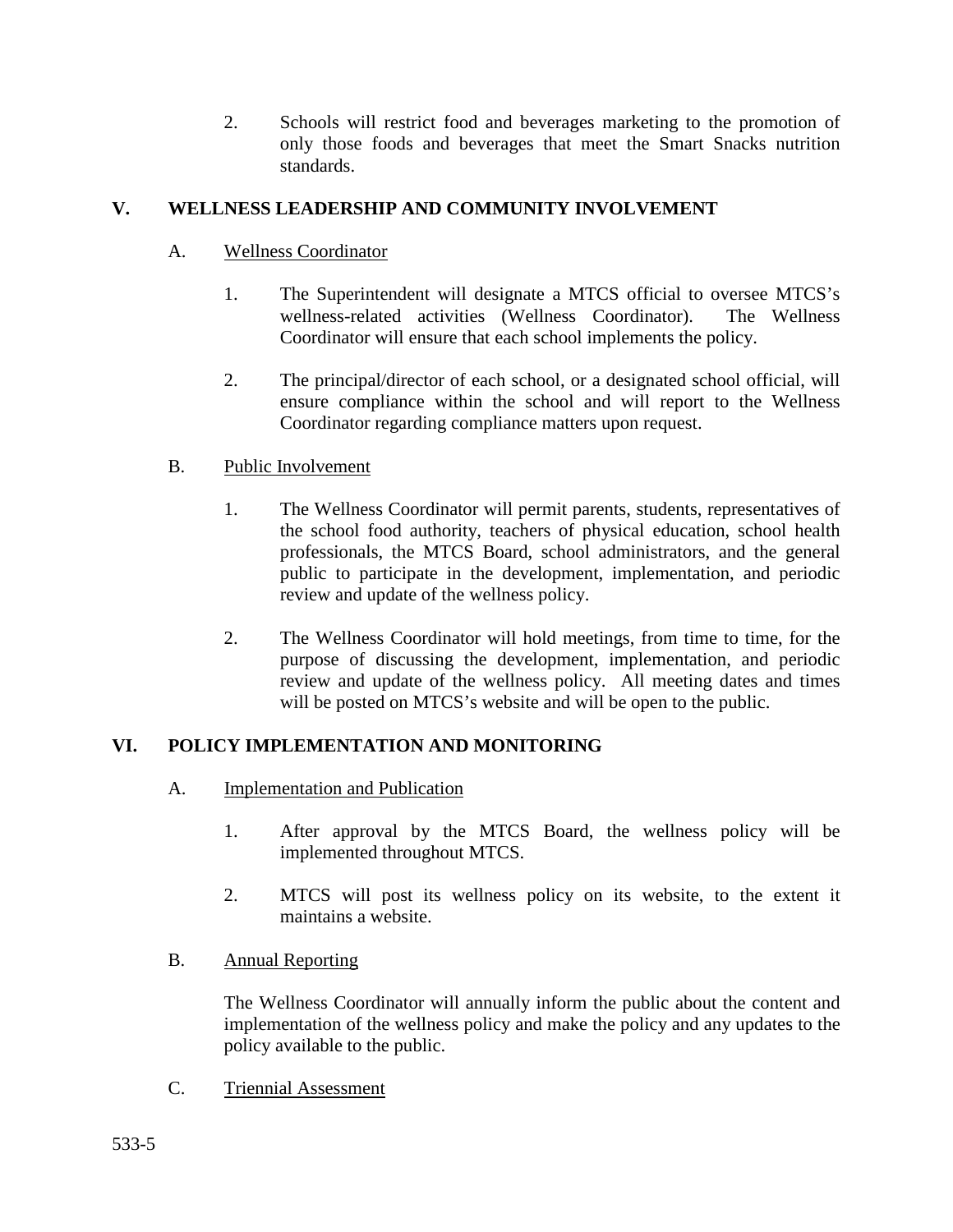2. Schools will restrict food and beverages marketing to the promotion of only those foods and beverages that meet the Smart Snacks nutrition standards.

## V. WELLNESS LEADERSHIP AND COMMUNITY INVOLVEMENT

### A. Wellness Coordinator

1. The Superintendent will designate a MTCS official to oversee MTCS's wellness-related activities (Wellness Coordinator). The Wellness Coordinator will ensure that each school implements the policy.

2. The principal/director of each school, or a designated school official, will ensure compliance within the school and will report to the Wellness Coordinator regarding compliance matters upon request.

### B. Public Involvement

1. The Wellness Coordinator will permit parents, students, representatives of the school food authority, teachers of physical education, school health professionals, the MTCS Board, school administrators, and the general public to participate in the development, implementation, and periodic review and update of the wellness policy.

2. The Wellness Coordinator will hold meetings, from time to time, for the purpose of discussing the development, implementation, and periodic review and update of the wellness policy. All meeting dates and times will be posted on MTCS's website and will be open to the public.

## VI. POLICY IMPLEMENTATION AND MONITORING

### A. Implementation and Publication

1. After approval by the MTCS Board, the wellness policy will be implemented throughout MTCS.

2. MTCS will post its wellness policy on its website, to the extent it maintains a website.

### B. Annual Reporting

The Wellness Coordinator will annually inform the public about the content and implementation of the wellness policy and make the policy and any updates to the policy available to the public.

### C. Triennial Assessment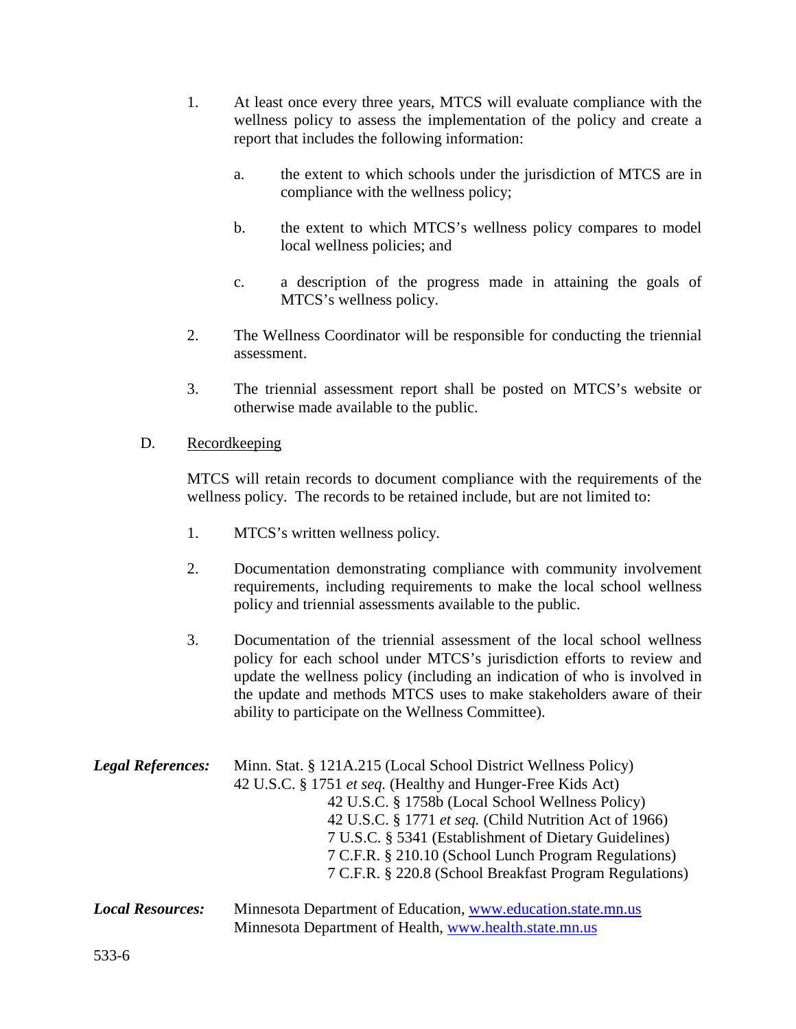1. At least once every three years, MTCS will evaluate compliance with the wellness policy to assess the implementation of the policy and create a report that includes the following information:

   a. the extent to which schools under the jurisdiction of MTCS are in compliance with the wellness policy;

   b. the extent to which MTCS's wellness policy compares to model local wellness policies; and

   c. a description of the progress made in attaining the goals of MTCS's wellness policy.

2. The Wellness Coordinator will be responsible for conducting the triennial assessment.

3. The triennial assessment report shall be posted on MTCS's website or otherwise made available to the public.

D. <u>Recordkeeping</u>

MTCS will retain records to document compliance with the requirements of the wellness policy. The records to be retained include, but are not limited to:

1. MTCS's written wellness policy.

2. Documentation demonstrating compliance with community involvement requirements, including requirements to make the local school wellness policy and triennial assessments available to the public.

3. Documentation of the triennial assessment of the local school wellness policy for each school under MTCS's jurisdiction efforts to review and update the wellness policy (including an indication of who is involved in the update and methods MTCS uses to make stakeholders aware of their ability to participate on the Wellness Committee).

***Legal References:***
Minn. Stat. § 121A.215 (Local School District Wellness Policy)
42 U.S.C. § 1751 *et seq.* (Healthy and Hunger-Free Kids Act)
42 U.S.C. § 1758b (Local School Wellness Policy)
42 U.S.C. § 1771 *et seq.* (Child Nutrition Act of 1966)
7 U.S.C. § 5341 (Establishment of Dietary Guidelines)
7 C.F.R. § 210.10 (School Lunch Program Regulations)
7 C.F.R. § 220.8 (School Breakfast Program Regulations)

***Local Resources:***
Minnesota Department of Education, [www.education.state.mn.us](http://www.education.state.mn.us)
Minnesota Department of Health, [www.health.state.mn.us](http://www.health.state.mn.us)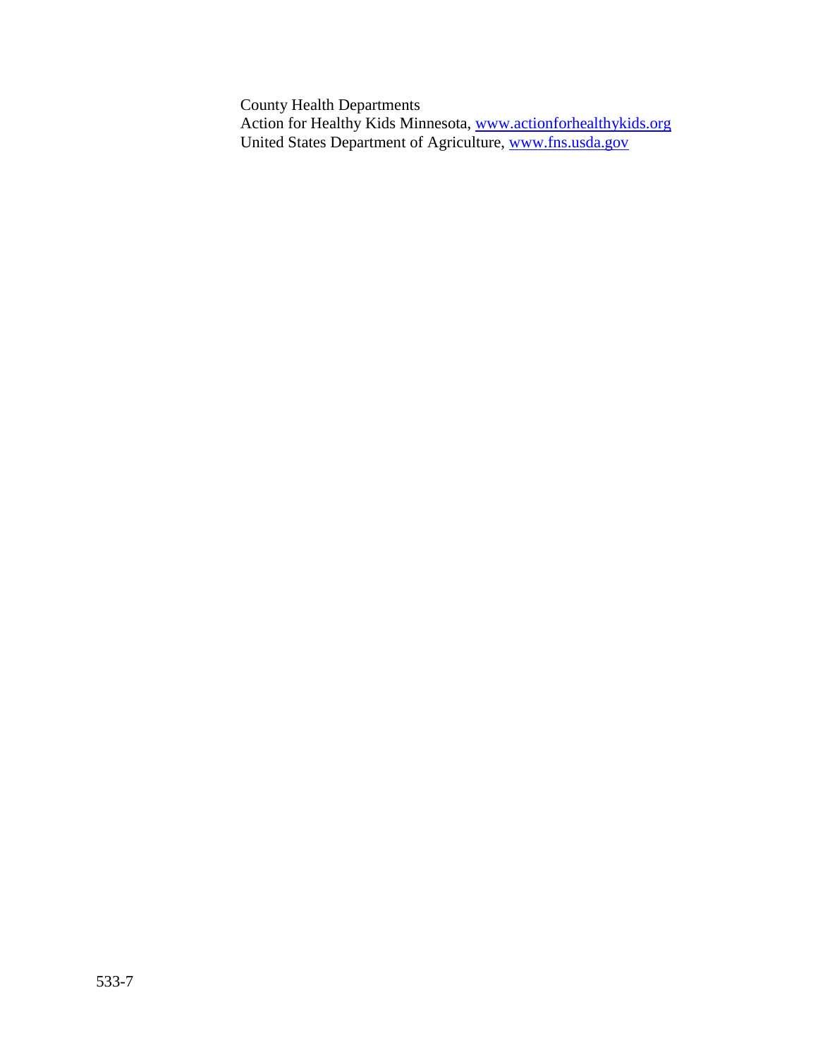County Health Departments
Action for Healthy Kids Minnesota, www.actionforhealthykids.org
United States Department of Agriculture, www.fns.usda.gov